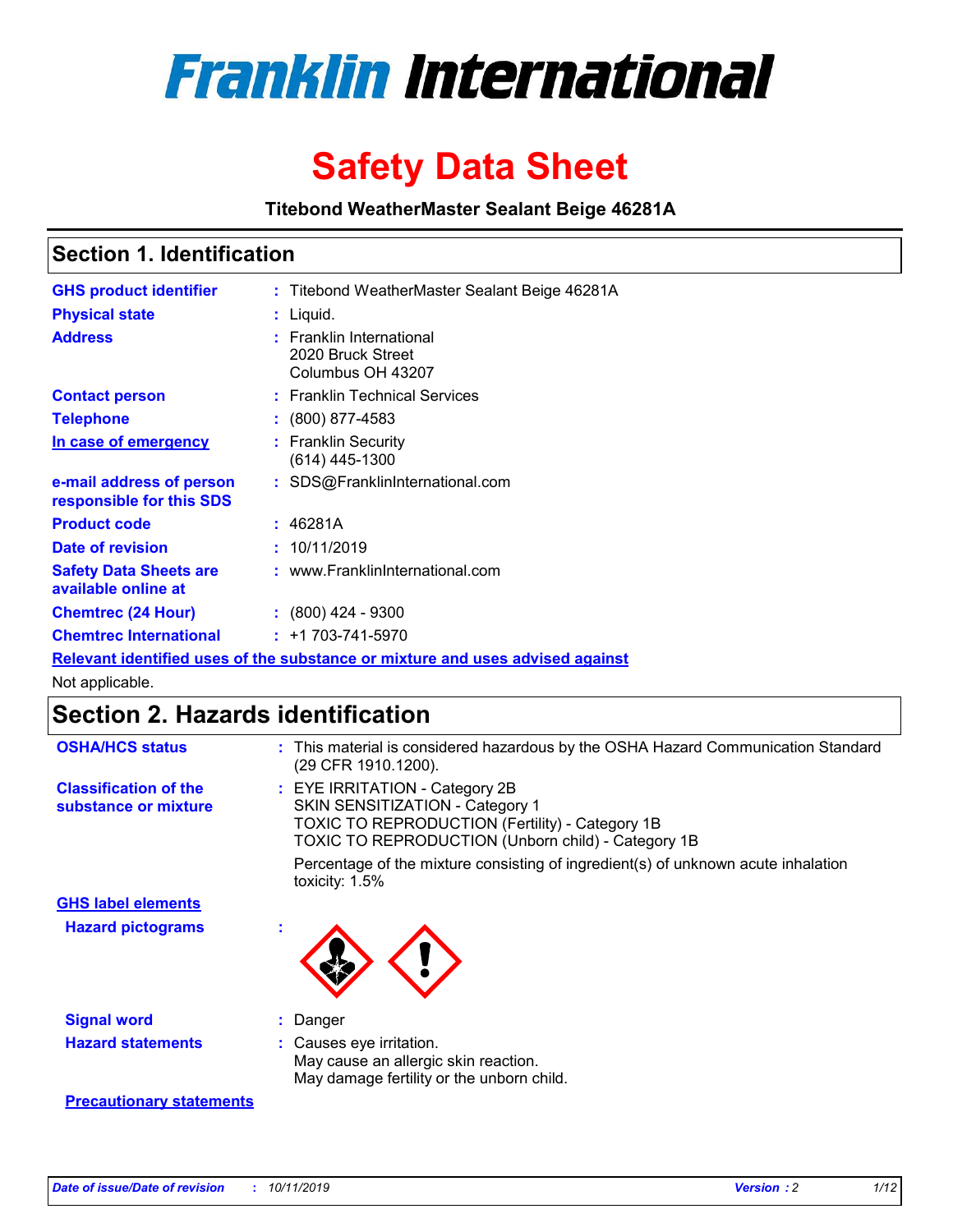# Franklin International

# Safety Data Sheet

**Titebond WeatherMaster Sealant Beige 46281A**

## Section 1. Identification

| | | |
|---|---|---|
| **GHS product identifier** | : | Titebond WeatherMaster Sealant Beige 46281A |
| **Physical state** | : | Liquid. |
| **Address** | : | Franklin International<br>2020 Bruck Street<br>Columbus OH 43207 |
| **Contact person** | : | Franklin Technical Services |
| **Telephone** | : | (800) 877-4583 |
| **In case of emergency** | : | Franklin Security<br>(614) 445-1300 |
| **e-mail address of person responsible for this SDS** | : | SDS@FranklinInternational.com |
| **Product code** | : | 46281A |
| **Date of revision** | : | 10/11/2019 |
| **Safety Data Sheets are available online at** | : | www.FranklinInternational.com |
| **Chemtrec (24 Hour)** | : | (800) 424 - 9300 |
| **Chemtrec International** | : | +1 703-741-5970 |

**Relevant identified uses of the substance or mixture and uses advised against**

Not applicable.

## Section 2. Hazards identification

| | | |
|---|---|---|
| **OSHA/HCS status** | : | This material is considered hazardous by the OSHA Hazard Communication Standard (29 CFR 1910.1200). |
| **Classification of the substance or mixture** | : | EYE IRRITATION - Category 2B<br>SKIN SENSITIZATION - Category 1<br>TOXIC TO REPRODUCTION (Fertility) - Category 1B<br>TOXIC TO REPRODUCTION (Unborn child) - Category 1B<br><br>Percentage of the mixture consisting of ingredient(s) of unknown acute inhalation toxicity: 1.5% |

**GHS label elements**

| | | |
|---|---|---|
| **Hazard pictograms** | : | |
| **Signal word** | : | Danger |
| **Hazard statements** | : | Causes eye irritation.<br>May cause an allergic skin reaction.<br>May damage fertility or the unborn child. |

**Precautionary statements**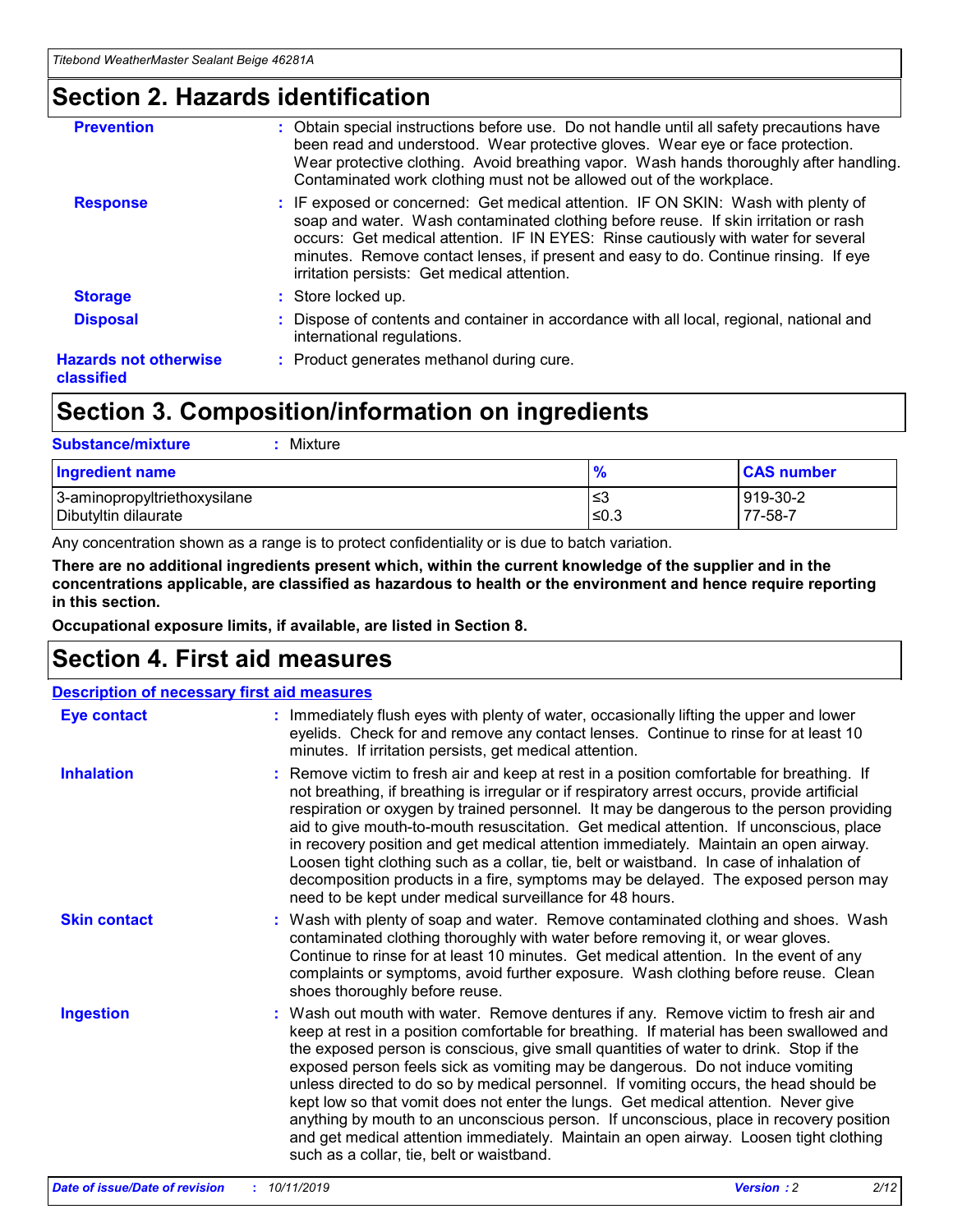## Section 2. Hazards identification

| | |
|---|---|
| **Prevention** | : Obtain special instructions before use. Do not handle until all safety precautions have been read and understood. Wear protective gloves. Wear eye or face protection. Wear protective clothing. Avoid breathing vapor. Wash hands thoroughly after handling. Contaminated work clothing must not be allowed out of the workplace. |
| **Response** | : IF exposed or concerned: Get medical attention. IF ON SKIN: Wash with plenty of soap and water. Wash contaminated clothing before reuse. If skin irritation or rash occurs: Get medical attention. IF IN EYES: Rinse cautiously with water for several minutes. Remove contact lenses, if present and easy to do. Continue rinsing. If eye irritation persists: Get medical attention. |
| **Storage** | : Store locked up. |
| **Disposal** | : Dispose of contents and container in accordance with all local, regional, national and international regulations. |
| **Hazards not otherwise classified** | : Product generates methanol during cure. |

## Section 3. Composition/information on ingredients

**Substance/mixture** : Mixture

| Ingredient name | % | CAS number |
|---|---|---|
| 3-aminopropyltriethoxysilane | ≤3 | 919-30-2 |
| Dibutyltin dilaurate | ≤0.3 | 77-58-7 |

Any concentration shown as a range is to protect confidentiality or is due to batch variation.

**There are no additional ingredients present which, within the current knowledge of the supplier and in the concentrations applicable, are classified as hazardous to health or the environment and hence require reporting in this section.**

**Occupational exposure limits, if available, are listed in Section 8.**

## Section 4. First aid measures

**Description of necessary first aid measures**

| | |
|---|---|
| **Eye contact** | : Immediately flush eyes with plenty of water, occasionally lifting the upper and lower eyelids. Check for and remove any contact lenses. Continue to rinse for at least 10 minutes. If irritation persists, get medical attention. |
| **Inhalation** | : Remove victim to fresh air and keep at rest in a position comfortable for breathing. If not breathing, if breathing is irregular or if respiratory arrest occurs, provide artificial respiration or oxygen by trained personnel. It may be dangerous to the person providing aid to give mouth-to-mouth resuscitation. Get medical attention. If unconscious, place in recovery position and get medical attention immediately. Maintain an open airway. Loosen tight clothing such as a collar, tie, belt or waistband. In case of inhalation of decomposition products in a fire, symptoms may be delayed. The exposed person may need to be kept under medical surveillance for 48 hours. |
| **Skin contact** | : Wash with plenty of soap and water. Remove contaminated clothing and shoes. Wash contaminated clothing thoroughly with water before removing it, or wear gloves. Continue to rinse for at least 10 minutes. Get medical attention. In the event of any complaints or symptoms, avoid further exposure. Wash clothing before reuse. Clean shoes thoroughly before reuse. |
| **Ingestion** | : Wash out mouth with water. Remove dentures if any. Remove victim to fresh air and keep at rest in a position comfortable for breathing. If material has been swallowed and the exposed person is conscious, give small quantities of water to drink. Stop if the exposed person feels sick as vomiting may be dangerous. Do not induce vomiting unless directed to do so by medical personnel. If vomiting occurs, the head should be kept low so that vomit does not enter the lungs. Get medical attention. Never give anything by mouth to an unconscious person. If unconscious, place in recovery position and get medical attention immediately. Maintain an open airway. Loosen tight clothing such as a collar, tie, belt or waistband. |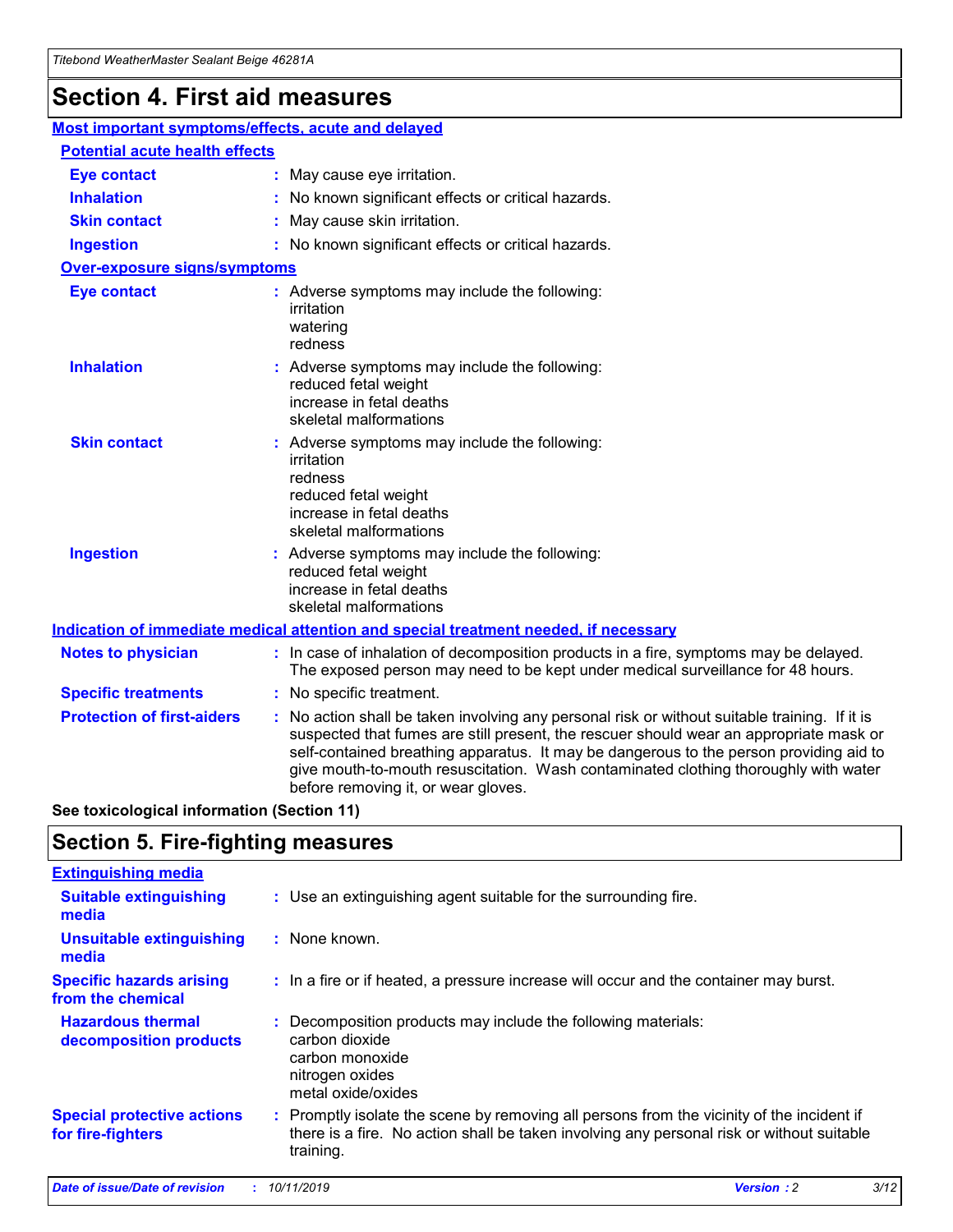# Section 4. First aid measures

**Most important symptoms/effects, acute and delayed**

**Potential acute health effects**

**Eye contact** : May cause eye irritation.

**Inhalation** : No known significant effects or critical hazards.

**Skin contact** : May cause skin irritation.

**Ingestion** : No known significant effects or critical hazards.

**Over-exposure signs/symptoms**

**Eye contact** : Adverse symptoms may include the following:
irritation
watering
redness

**Inhalation** : Adverse symptoms may include the following:
reduced fetal weight
increase in fetal deaths
skeletal malformations

**Skin contact** : Adverse symptoms may include the following:
irritation
redness
reduced fetal weight
increase in fetal deaths
skeletal malformations

**Ingestion** : Adverse symptoms may include the following:
reduced fetal weight
increase in fetal deaths
skeletal malformations

**Indication of immediate medical attention and special treatment needed, if necessary**

**Notes to physician** : In case of inhalation of decomposition products in a fire, symptoms may be delayed. The exposed person may need to be kept under medical surveillance for 48 hours.

**Specific treatments** : No specific treatment.

**Protection of first-aiders** : No action shall be taken involving any personal risk or without suitable training. If it is suspected that fumes are still present, the rescuer should wear an appropriate mask or self-contained breathing apparatus. It may be dangerous to the person providing aid to give mouth-to-mouth resuscitation. Wash contaminated clothing thoroughly with water before removing it, or wear gloves.

**See toxicological information (Section 11)**

# Section 5. Fire-fighting measures

**Extinguishing media**

**Suitable extinguishing media** : Use an extinguishing agent suitable for the surrounding fire.

**Unsuitable extinguishing media** : None known.

**Specific hazards arising from the chemical** : In a fire or if heated, a pressure increase will occur and the container may burst.

**Hazardous thermal decomposition products** : Decomposition products may include the following materials:
carbon dioxide
carbon monoxide
nitrogen oxides
metal oxide/oxides

**Special protective actions for fire-fighters** : Promptly isolate the scene by removing all persons from the vicinity of the incident if there is a fire. No action shall be taken involving any personal risk or without suitable training.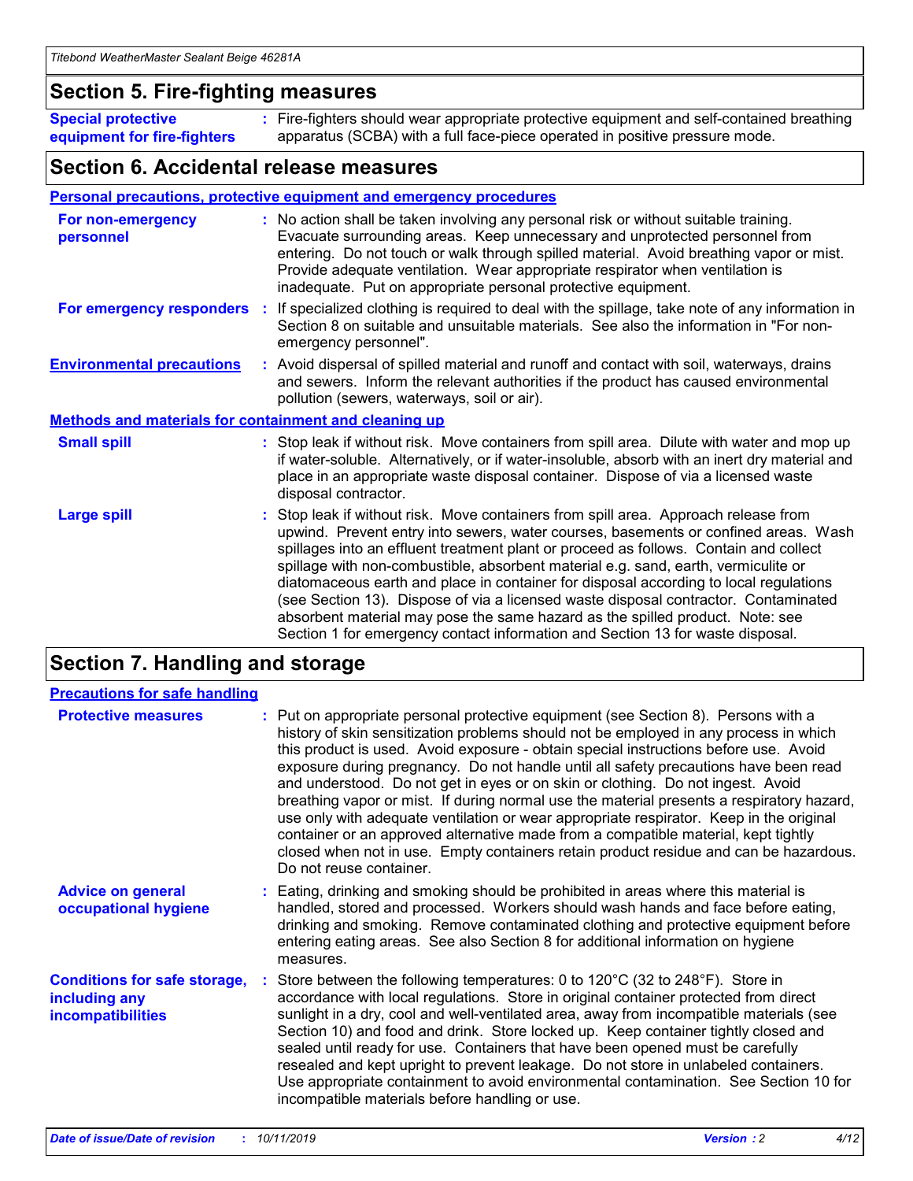## Section 5. Fire-fighting measures

**Special protective equipment for fire-fighters** : Fire-fighters should wear appropriate protective equipment and self-contained breathing apparatus (SCBA) with a full face-piece operated in positive pressure mode.

## Section 6. Accidental release measures

### Personal precautions, protective equipment and emergency procedures

**For non-emergency personnel** : No action shall be taken involving any personal risk or without suitable training. Evacuate surrounding areas. Keep unnecessary and unprotected personnel from entering. Do not touch or walk through spilled material. Avoid breathing vapor or mist. Provide adequate ventilation. Wear appropriate respirator when ventilation is inadequate. Put on appropriate personal protective equipment.

**For emergency responders** : If specialized clothing is required to deal with the spillage, take note of any information in Section 8 on suitable and unsuitable materials. See also the information in "For non-emergency personnel".

**Environmental precautions** : Avoid dispersal of spilled material and runoff and contact with soil, waterways, drains and sewers. Inform the relevant authorities if the product has caused environmental pollution (sewers, waterways, soil or air).

### Methods and materials for containment and cleaning up

**Small spill** : Stop leak if without risk. Move containers from spill area. Dilute with water and mop up if water-soluble. Alternatively, or if water-insoluble, absorb with an inert dry material and place in an appropriate waste disposal container. Dispose of via a licensed waste disposal contractor.

**Large spill** : Stop leak if without risk. Move containers from spill area. Approach release from upwind. Prevent entry into sewers, water courses, basements or confined areas. Wash spillages into an effluent treatment plant or proceed as follows. Contain and collect spillage with non-combustible, absorbent material e.g. sand, earth, vermiculite or diatomaceous earth and place in container for disposal according to local regulations (see Section 13). Dispose of via a licensed waste disposal contractor. Contaminated absorbent material may pose the same hazard as the spilled product. Note: see Section 1 for emergency contact information and Section 13 for waste disposal.

## Section 7. Handling and storage

### Precautions for safe handling

**Protective measures** : Put on appropriate personal protective equipment (see Section 8). Persons with a history of skin sensitization problems should not be employed in any process in which this product is used. Avoid exposure - obtain special instructions before use. Avoid exposure during pregnancy. Do not handle until all safety precautions have been read and understood. Do not get in eyes or on skin or clothing. Do not ingest. Avoid breathing vapor or mist. If during normal use the material presents a respiratory hazard, use only with adequate ventilation or wear appropriate respirator. Keep in the original container or an approved alternative made from a compatible material, kept tightly closed when not in use. Empty containers retain product residue and can be hazardous. Do not reuse container.

**Advice on general occupational hygiene** : Eating, drinking and smoking should be prohibited in areas where this material is handled, stored and processed. Workers should wash hands and face before eating, drinking and smoking. Remove contaminated clothing and protective equipment before entering eating areas. See also Section 8 for additional information on hygiene measures.

**Conditions for safe storage, including any incompatibilities** : Store between the following temperatures: 0 to 120°C (32 to 248°F). Store in accordance with local regulations. Store in original container protected from direct sunlight in a dry, cool and well-ventilated area, away from incompatible materials (see Section 10) and food and drink. Store locked up. Keep container tightly closed and sealed until ready for use. Containers that have been opened must be carefully resealed and kept upright to prevent leakage. Do not store in unlabeled containers. Use appropriate containment to avoid environmental contamination. See Section 10 for incompatible materials before handling or use.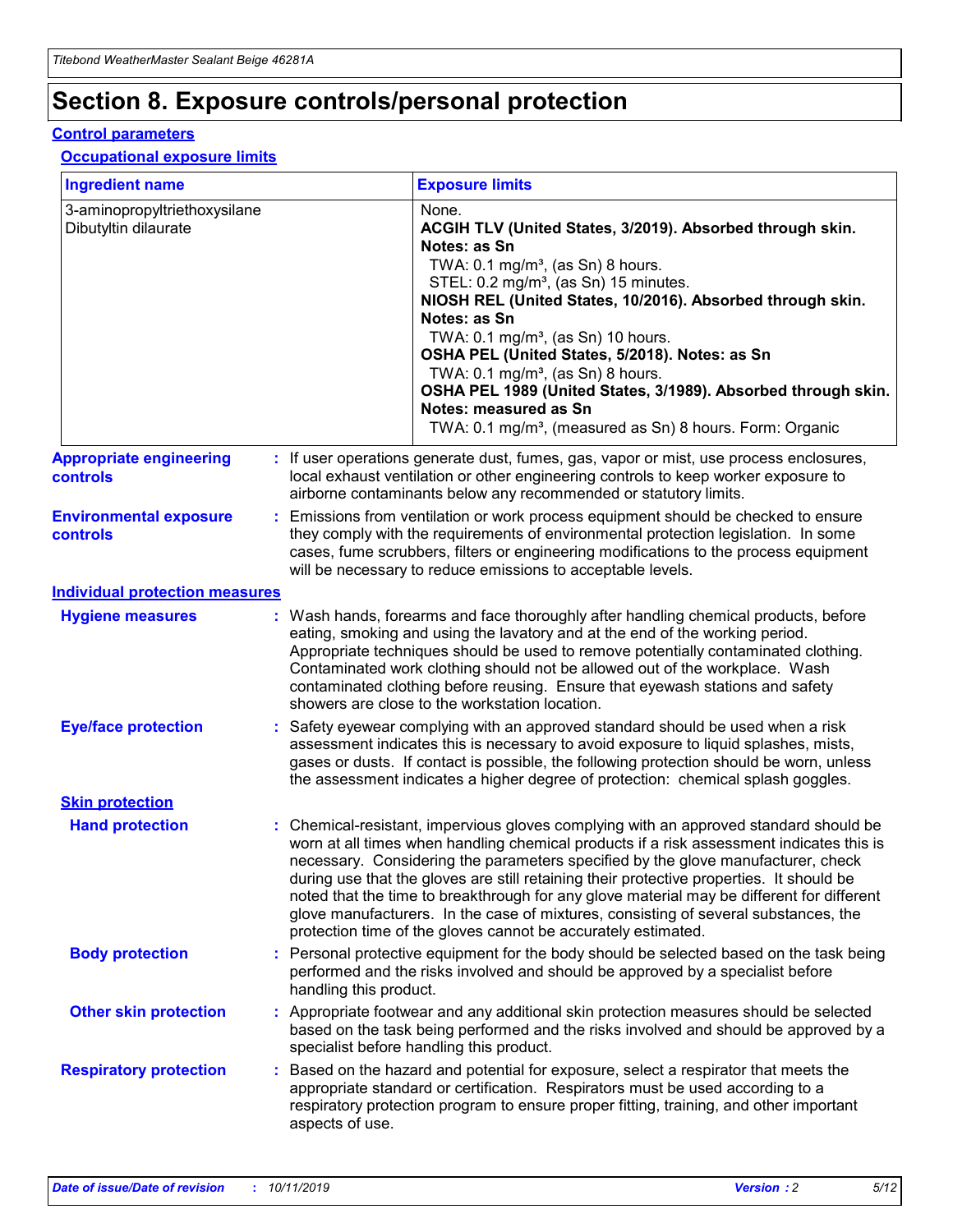# Section 8. Exposure controls/personal protection

## Control parameters

### Occupational exposure limits

| Ingredient name | Exposure limits |
| --- | --- |
| 3-aminopropyltriethoxysilane<br>Dibutyltin dilaurate | None.<br>**ACGIH TLV (United States, 3/2019). Absorbed through skin. Notes: as Sn**<br>TWA: 0.1 mg/m³, (as Sn) 8 hours.<br>STEL: 0.2 mg/m³, (as Sn) 15 minutes.<br>**NIOSH REL (United States, 10/2016). Absorbed through skin. Notes: as Sn**<br>TWA: 0.1 mg/m³, (as Sn) 10 hours.<br>**OSHA PEL (United States, 5/2018). Notes: as Sn**<br>TWA: 0.1 mg/m³, (as Sn) 8 hours.<br>**OSHA PEL 1989 (United States, 3/1989). Absorbed through skin. Notes: measured as Sn**<br>TWA: 0.1 mg/m³, (measured as Sn) 8 hours. Form: Organic |

**Appropriate engineering controls** : If user operations generate dust, fumes, gas, vapor or mist, use process enclosures, local exhaust ventilation or other engineering controls to keep worker exposure to airborne contaminants below any recommended or statutory limits.

**Environmental exposure controls** : Emissions from ventilation or work process equipment should be checked to ensure they comply with the requirements of environmental protection legislation. In some cases, fume scrubbers, filters or engineering modifications to the process equipment will be necessary to reduce emissions to acceptable levels.

## Individual protection measures

**Hygiene measures** : Wash hands, forearms and face thoroughly after handling chemical products, before eating, smoking and using the lavatory and at the end of the working period. Appropriate techniques should be used to remove potentially contaminated clothing. Contaminated work clothing should not be allowed out of the workplace. Wash contaminated clothing before reusing. Ensure that eyewash stations and safety showers are close to the workstation location.

**Eye/face protection** : Safety eyewear complying with an approved standard should be used when a risk assessment indicates this is necessary to avoid exposure to liquid splashes, mists, gases or dusts. If contact is possible, the following protection should be worn, unless the assessment indicates a higher degree of protection: chemical splash goggles.

### Skin protection

**Hand protection** : Chemical-resistant, impervious gloves complying with an approved standard should be worn at all times when handling chemical products if a risk assessment indicates this is necessary. Considering the parameters specified by the glove manufacturer, check during use that the gloves are still retaining their protective properties. It should be noted that the time to breakthrough for any glove material may be different for different glove manufacturers. In the case of mixtures, consisting of several substances, the protection time of the gloves cannot be accurately estimated.

**Body protection** : Personal protective equipment for the body should be selected based on the task being performed and the risks involved and should be approved by a specialist before handling this product.

**Other skin protection** : Appropriate footwear and any additional skin protection measures should be selected based on the task being performed and the risks involved and should be approved by a specialist before handling this product.

**Respiratory protection** : Based on the hazard and potential for exposure, select a respirator that meets the appropriate standard or certification. Respirators must be used according to a respiratory protection program to ensure proper fitting, training, and other important aspects of use.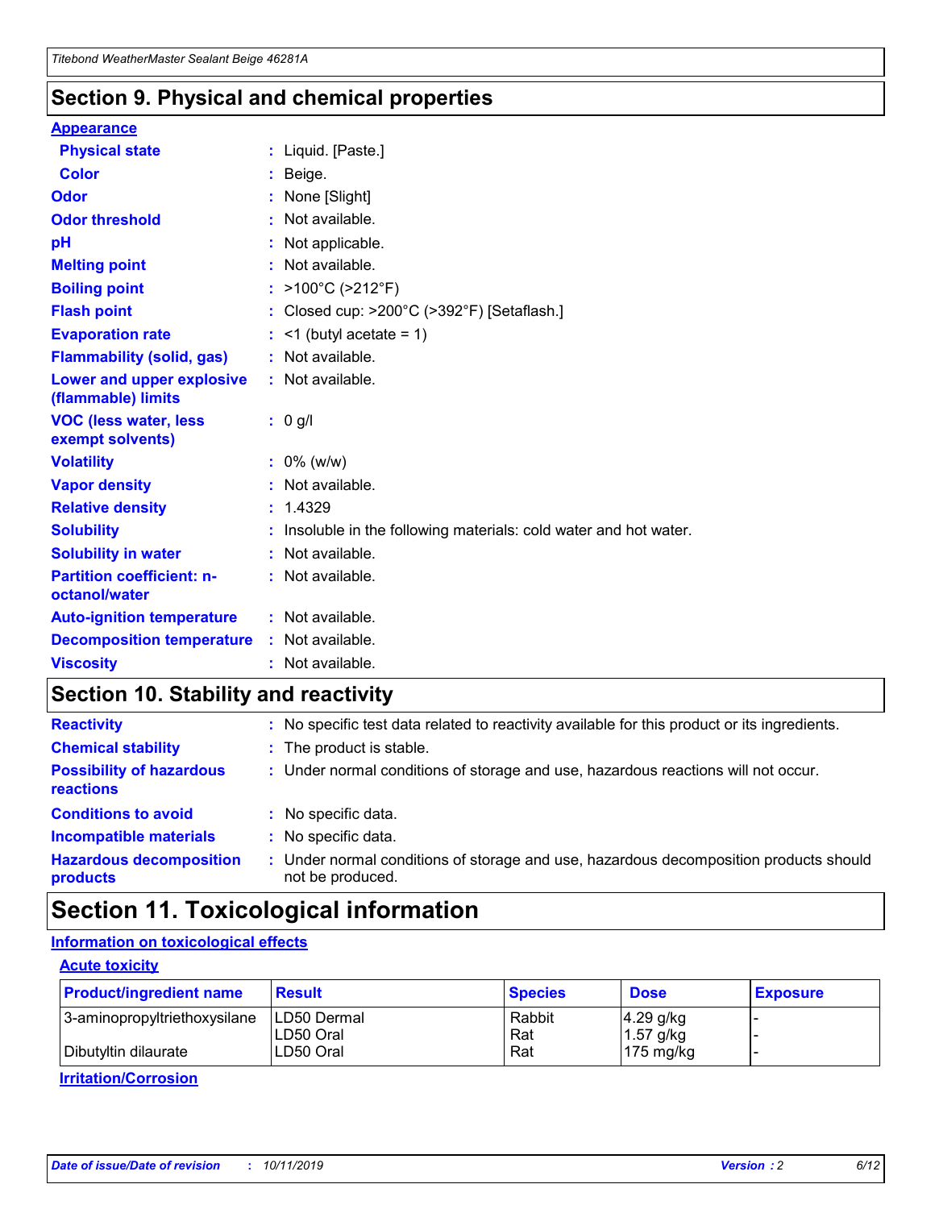## Section 9. Physical and chemical properties

### Appearance

| | |
|---|---|
| **Physical state** | : Liquid. [Paste.] |
| **Color** | : Beige. |
| **Odor** | : None [Slight] |
| **Odor threshold** | : Not available. |
| **pH** | : Not applicable. |
| **Melting point** | : Not available. |
| **Boiling point** | : >100°C (>212°F) |
| **Flash point** | : Closed cup: >200°C (>392°F) [Setaflash.] |
| **Evaporation rate** | : <1 (butyl acetate = 1) |
| **Flammability (solid, gas)** | : Not available. |
| **Lower and upper explosive (flammable) limits** | : Not available. |
| **VOC (less water, less exempt solvents)** | : 0 g/l |
| **Volatility** | : 0% (w/w) |
| **Vapor density** | : Not available. |
| **Relative density** | : 1.4329 |
| **Solubility** | : Insoluble in the following materials: cold water and hot water. |
| **Solubility in water** | : Not available. |
| **Partition coefficient: n-octanol/water** | : Not available. |
| **Auto-ignition temperature** | : Not available. |
| **Decomposition temperature** | : Not available. |
| **Viscosity** | : Not available. |

## Section 10. Stability and reactivity

| | |
|---|---|
| **Reactivity** | : No specific test data related to reactivity available for this product or its ingredients. |
| **Chemical stability** | : The product is stable. |
| **Possibility of hazardous reactions** | : Under normal conditions of storage and use, hazardous reactions will not occur. |
| **Conditions to avoid** | : No specific data. |
| **Incompatible materials** | : No specific data. |
| **Hazardous decomposition products** | : Under normal conditions of storage and use, hazardous decomposition products should not be produced. |

## Section 11. Toxicological information

### Information on toxicological effects

#### Acute toxicity

| Product/ingredient name | Result | Species | Dose | Exposure |
|---|---|---|---|---|
| 3-aminopropyltriethoxysilane | LD50 Dermal | Rabbit | 4.29 g/kg | - |
| | LD50 Oral | Rat | 1.57 g/kg | - |
| Dibutyltin dilaurate | LD50 Oral | Rat | 175 mg/kg | - |

#### Irritation/Corrosion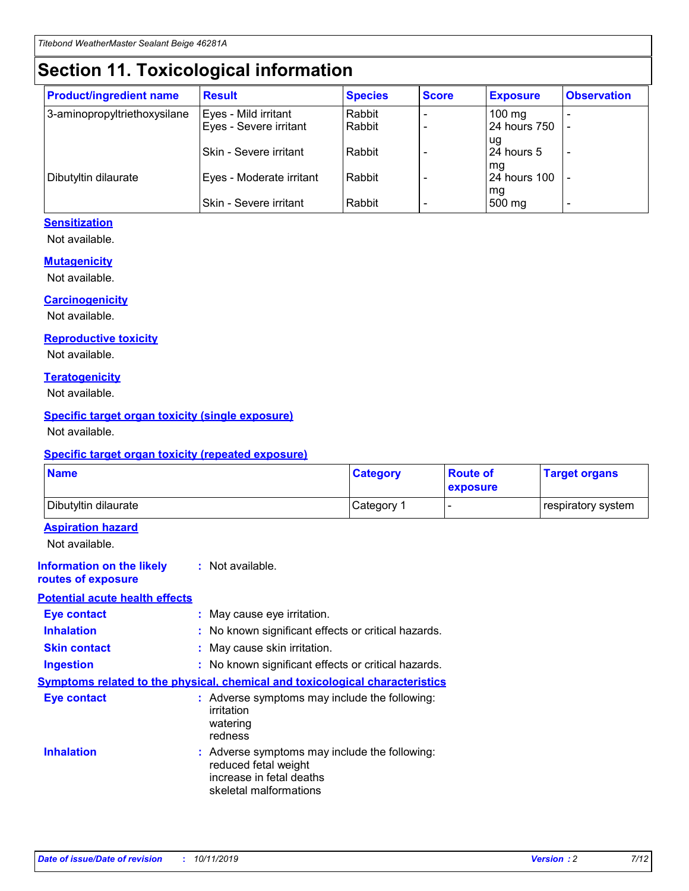# Section 11. Toxicological information

| Product/ingredient name | Result | Species | Score | Exposure | Observation |
|---|---|---|---|---|---|
| 3-aminopropyltriethoxysilane | Eyes - Mild irritant | Rabbit | - | 100 mg | - |
| | Eyes - Severe irritant | Rabbit | - | 24 hours 750 ug | - |
| | Skin - Severe irritant | Rabbit | - | 24 hours 5 mg | - |
| Dibutyltin dilaurate | Eyes - Moderate irritant | Rabbit | - | 24 hours 100 mg | - |
| | Skin - Severe irritant | Rabbit | - | 500 mg | - |

**Sensitization**

Not available.

**Mutagenicity**

Not available.

**Carcinogenicity**

Not available.

**Reproductive toxicity**

Not available.

**Teratogenicity**

Not available.

**Specific target organ toxicity (single exposure)**

Not available.

**Specific target organ toxicity (repeated exposure)**

| Name | Category | Route of exposure | Target organs |
|---|---|---|---|
| Dibutyltin dilaurate | Category 1 | - | respiratory system |

**Aspiration hazard**

Not available.

**Information on the likely routes of exposure** : Not available.

**Potential acute health effects**

**Eye contact** : May cause eye irritation.

**Inhalation** : No known significant effects or critical hazards.

**Skin contact** : May cause skin irritation.

**Ingestion** : No known significant effects or critical hazards.

**Symptoms related to the physical, chemical and toxicological characteristics**

**Eye contact** : Adverse symptoms may include the following:
irritation
watering
redness

**Inhalation** : Adverse symptoms may include the following:
reduced fetal weight
increase in fetal deaths
skeletal malformations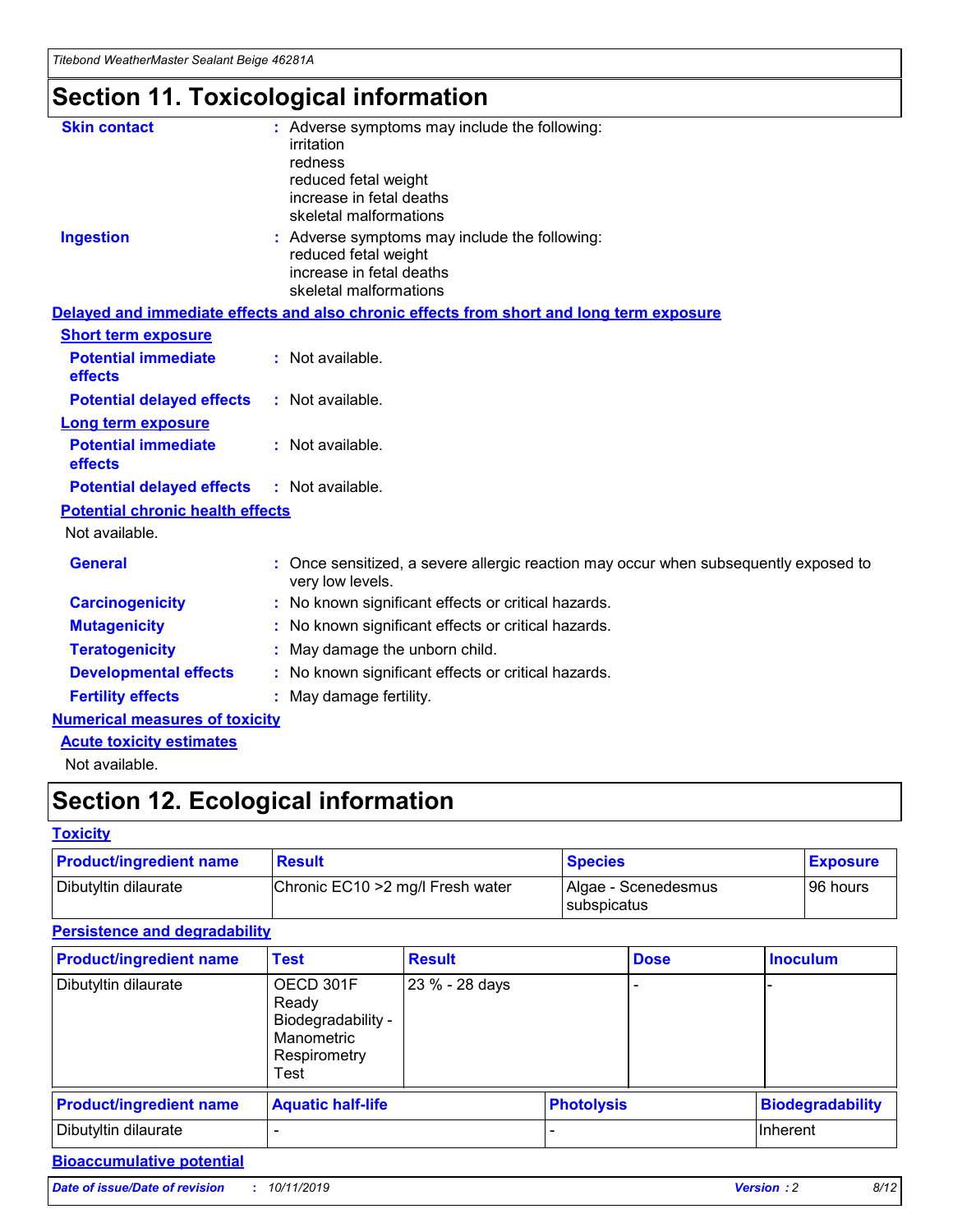# Section 11. Toxicological information

**Skin contact** : Adverse symptoms may include the following:
irritation
redness
reduced fetal weight
increase in fetal deaths
skeletal malformations

**Ingestion** : Adverse symptoms may include the following:
reduced fetal weight
increase in fetal deaths
skeletal malformations

**Delayed and immediate effects and also chronic effects from short and long term exposure**

**Short term exposure**

**Potential immediate effects** : Not available.

**Potential delayed effects** : Not available.

**Long term exposure**

**Potential immediate effects** : Not available.

**Potential delayed effects** : Not available.

**Potential chronic health effects**

Not available.

**General** : Once sensitized, a severe allergic reaction may occur when subsequently exposed to very low levels.

**Carcinogenicity** : No known significant effects or critical hazards.

**Mutagenicity** : No known significant effects or critical hazards.

**Teratogenicity** : May damage the unborn child.

**Developmental effects** : No known significant effects or critical hazards.

**Fertility effects** : May damage fertility.

**Numerical measures of toxicity**

**Acute toxicity estimates**

Not available.

# Section 12. Ecological information

**Toxicity**

| Product/ingredient name | Result | Species | Exposure |
|---|---|---|---|
| Dibutyltin dilaurate | Chronic EC10 >2 mg/l Fresh water | Algae - Scenedesmus subspicatus | 96 hours |

**Persistence and degradability**

| Product/ingredient name | Test | Result | Dose | Inoculum |
|---|---|---|---|---|
| Dibutyltin dilaurate | OECD 301F Ready Biodegradability - Manometric Respirometry Test | 23 % - 28 days | - | - |

| Product/ingredient name | Aquatic half-life | Photolysis | Biodegradability |
|---|---|---|---|
| Dibutyltin dilaurate | - | - | Inherent |

**Bioaccumulative potential**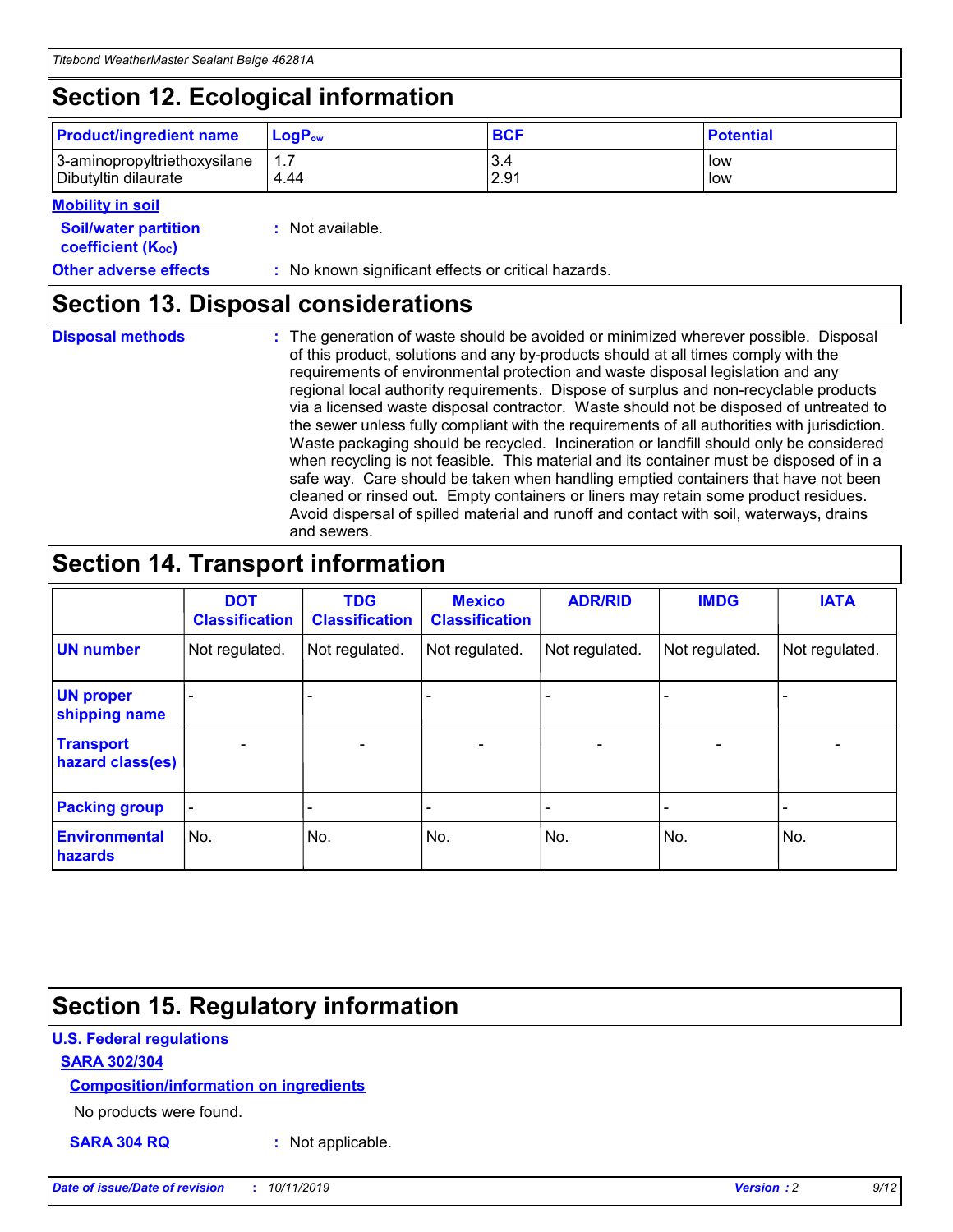## Section 12. Ecological information

| Product/ingredient name | $LogP_{ow}$ | BCF | Potential |
|---|---|---|---|
| 3-aminopropyltriethoxysilane | 1.7 | 3.4 | low |
| Dibutyltin dilaurate | 4.44 | 2.91 | low |

**Mobility in soil**

**Soil/water partition coefficient ($K_{OC}$)** : Not available.

**Other adverse effects** : No known significant effects or critical hazards.

## Section 13. Disposal considerations

**Disposal methods** : The generation of waste should be avoided or minimized wherever possible. Disposal of this product, solutions and any by-products should at all times comply with the requirements of environmental protection and waste disposal legislation and any regional local authority requirements. Dispose of surplus and non-recyclable products via a licensed waste disposal contractor. Waste should not be disposed of untreated to the sewer unless fully compliant with the requirements of all authorities with jurisdiction. Waste packaging should be recycled. Incineration or landfill should only be considered when recycling is not feasible. This material and its container must be disposed of in a safe way. Care should be taken when handling emptied containers that have not been cleaned or rinsed out. Empty containers or liners may retain some product residues. Avoid dispersal of spilled material and runoff and contact with soil, waterways, drains and sewers.

## Section 14. Transport information

| | DOT Classification | TDG Classification | Mexico Classification | ADR/RID | IMDG | IATA |
|---|---|---|---|---|---|---|
| UN number | Not regulated. | Not regulated. | Not regulated. | Not regulated. | Not regulated. | Not regulated. |
| UN proper shipping name | - | - | - | - | - | - |
| Transport hazard class(es) | - | - | - | - | - | - |
| Packing group | - | - | - | - | - | - |
| Environmental hazards | No. | No. | No. | No. | No. | No. |

## Section 15. Regulatory information

**U.S. Federal regulations**

**SARA 302/304**

**Composition/information on ingredients**

No products were found.

**SARA 304 RQ** : Not applicable.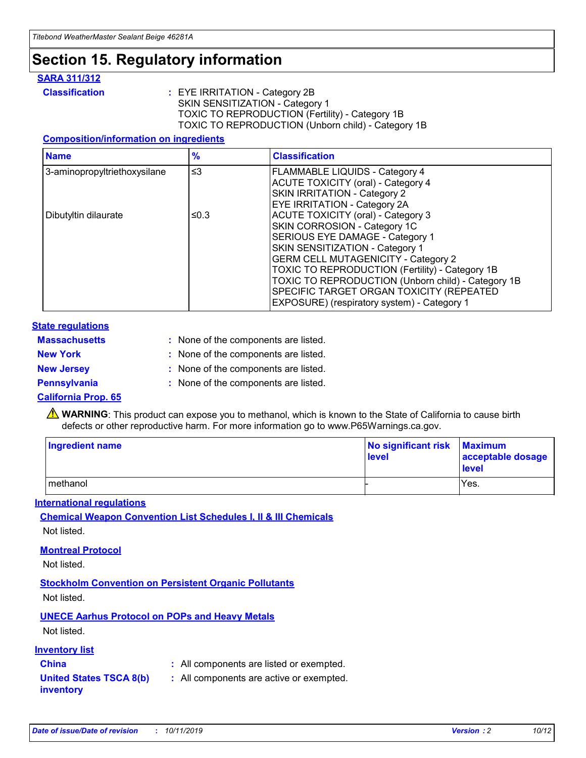# Section 15. Regulatory information

### SARA 311/312

**Classification** : EYE IRRITATION - Category 2B
SKIN SENSITIZATION - Category 1
TOXIC TO REPRODUCTION (Fertility) - Category 1B
TOXIC TO REPRODUCTION (Unborn child) - Category 1B

#### Composition/information on ingredients

| Name | % | Classification |
|---|---|---|
| 3-aminopropyltriethoxysilane | ≤3 | FLAMMABLE LIQUIDS - Category 4<br>ACUTE TOXICITY (oral) - Category 4<br>SKIN IRRITATION - Category 2<br>EYE IRRITATION - Category 2A |
| Dibutyltin dilaurate | ≤0.3 | ACUTE TOXICITY (oral) - Category 3<br>SKIN CORROSION - Category 1C<br>SERIOUS EYE DAMAGE - Category 1<br>SKIN SENSITIZATION - Category 1<br>GERM CELL MUTAGENICITY - Category 2<br>TOXIC TO REPRODUCTION (Fertility) - Category 1B<br>TOXIC TO REPRODUCTION (Unborn child) - Category 1B<br>SPECIFIC TARGET ORGAN TOXICITY (REPEATED EXPOSURE) (respiratory system) - Category 1 |

### State regulations

**Massachusetts** : None of the components are listed.

**New York** : None of the components are listed.

**New Jersey** : None of the components are listed.

**Pennsylvania** : None of the components are listed.

### California Prop. 65

⚠ **WARNING**: This product can expose you to methanol, which is known to the State of California to cause birth defects or other reproductive harm. For more information go to www.P65Warnings.ca.gov.

| Ingredient name | No significant risk level | Maximum acceptable dosage level |
|---|---|---|
| methanol | - | Yes. |

### International regulations

#### Chemical Weapon Convention List Schedules I, II & III Chemicals

Not listed.

#### Montreal Protocol

Not listed.

#### Stockholm Convention on Persistent Organic Pollutants

Not listed.

#### UNECE Aarhus Protocol on POPs and Heavy Metals

Not listed.

### Inventory list

**China** : All components are listed or exempted.

**United States TSCA 8(b) inventory** : All components are active or exempted.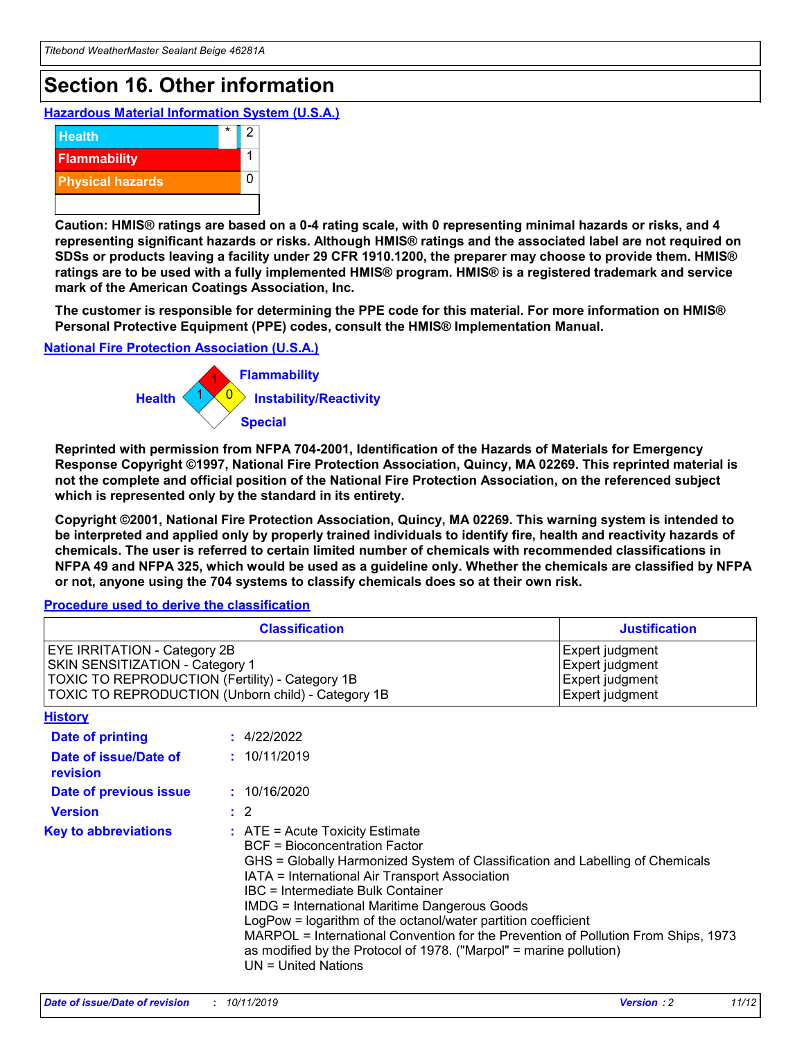# Section 16. Other information

**Hazardous Material Information System (U.S.A.)**

| | | |
|---|---|---|
| Health | * | 2 |
| Flammability | | 1 |
| Physical hazards | | 0 |

**Caution: HMIS® ratings are based on a 0-4 rating scale, with 0 representing minimal hazards or risks, and 4 representing significant hazards or risks. Although HMIS® ratings and the associated label are not required on SDSs or products leaving a facility under 29 CFR 1910.1200, the preparer may choose to provide them. HMIS® ratings are to be used with a fully implemented HMIS® program. HMIS® is a registered trademark and service mark of the American Coatings Association, Inc.**

**The customer is responsible for determining the PPE code for this material. For more information on HMIS® Personal Protective Equipment (PPE) codes, consult the HMIS® Implementation Manual.**

**National Fire Protection Association (U.S.A.)**

Flammability: 1
Health: 1
Instability/Reactivity: 0
Special

**Reprinted with permission from NFPA 704-2001, Identification of the Hazards of Materials for Emergency Response Copyright ©1997, National Fire Protection Association, Quincy, MA 02269. This reprinted material is not the complete and official position of the National Fire Protection Association, on the referenced subject which is represented only by the standard in its entirety.**

**Copyright ©2001, National Fire Protection Association, Quincy, MA 02269. This warning system is intended to be interpreted and applied only by properly trained individuals to identify fire, health and reactivity hazards of chemicals. The user is referred to certain limited number of chemicals with recommended classifications in NFPA 49 and NFPA 325, which would be used as a guideline only. Whether the chemicals are classified by NFPA or not, anyone using the 704 systems to classify chemicals does so at their own risk.**

**Procedure used to derive the classification**

| Classification | Justification |
|---|---|
| EYE IRRITATION - Category 2B | Expert judgment |
| SKIN SENSITIZATION - Category 1 | Expert judgment |
| TOXIC TO REPRODUCTION (Fertility) - Category 1B | Expert judgment |
| TOXIC TO REPRODUCTION (Unborn child) - Category 1B | Expert judgment |

**History**

**Date of printing** : 4/22/2022

**Date of issue/Date of revision** : 10/11/2019

**Date of previous issue** : 10/16/2020

**Version** : 2

**Key to abbreviations** : ATE = Acute Toxicity Estimate
BCF = Bioconcentration Factor
GHS = Globally Harmonized System of Classification and Labelling of Chemicals
IATA = International Air Transport Association
IBC = Intermediate Bulk Container
IMDG = International Maritime Dangerous Goods
LogPow = logarithm of the octanol/water partition coefficient
MARPOL = International Convention for the Prevention of Pollution From Ships, 1973 as modified by the Protocol of 1978. ("Marpol" = marine pollution)
UN = United Nations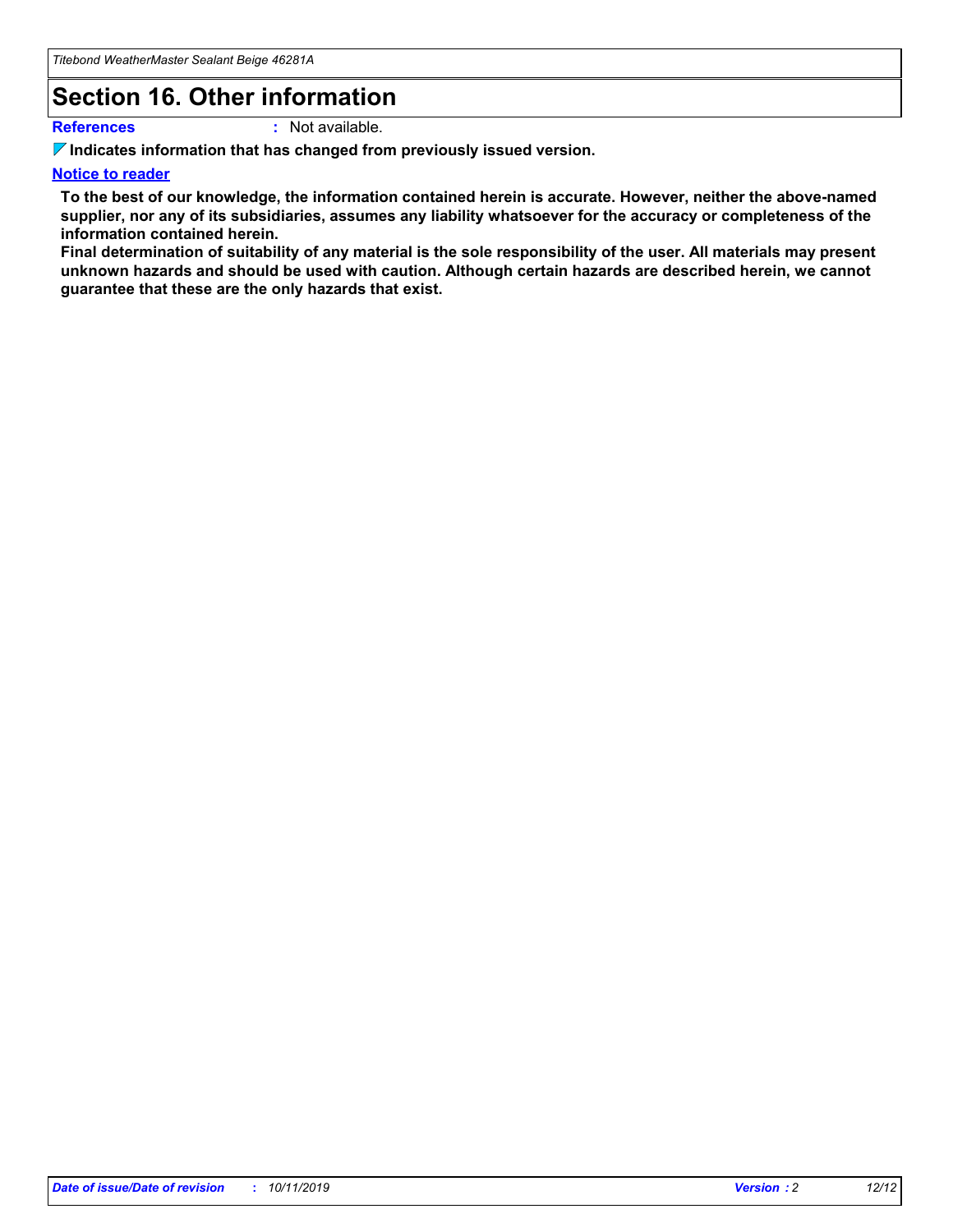# Section 16. Other information

**References** : Not available.

**Indicates information that has changed from previously issued version.**

**Notice to reader**

**To the best of our knowledge, the information contained herein is accurate. However, neither the above-named supplier, nor any of its subsidiaries, assumes any liability whatsoever for the accuracy or completeness of the information contained herein.**
**Final determination of suitability of any material is the sole responsibility of the user. All materials may present unknown hazards and should be used with caution. Although certain hazards are described herein, we cannot guarantee that these are the only hazards that exist.**